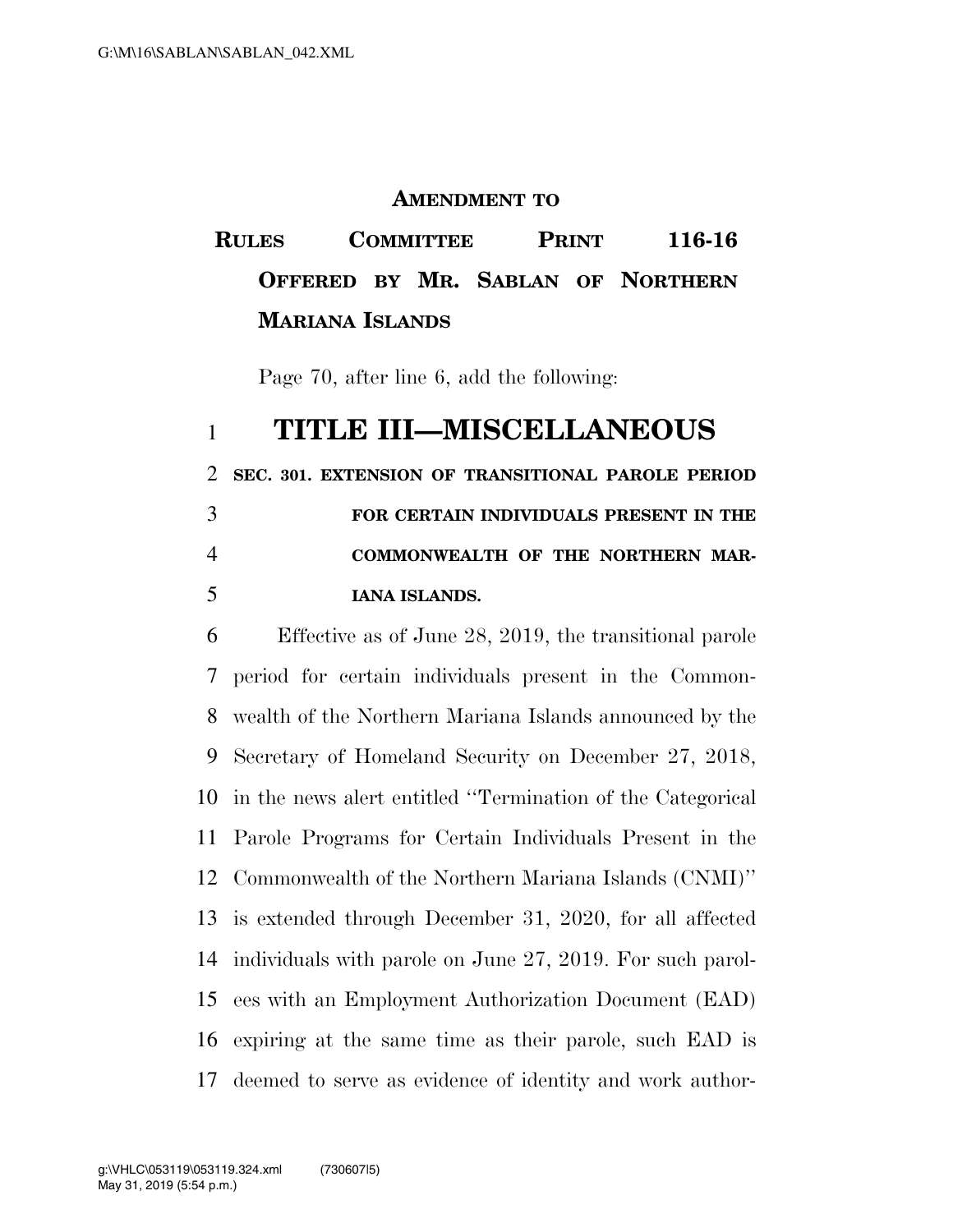**AMENDMENT TO**

**RULES COMMITTEE PRINT 116-16**
**OFFERED BY MR. SABLAN OF NORTHERN MARIANA ISLANDS**

Page 70, after line 6, add the following:

# TITLE III—MISCELLANEOUS

**SEC. 301. EXTENSION OF TRANSITIONAL PAROLE PERIOD FOR CERTAIN INDIVIDUALS PRESENT IN THE COMMONWEALTH OF THE NORTHERN MARIANA ISLANDS.**

Effective as of June 28, 2019, the transitional parole period for certain individuals present in the Commonwealth of the Northern Mariana Islands announced by the Secretary of Homeland Security on December 27, 2018, in the news alert entitled ''Termination of the Categorical Parole Programs for Certain Individuals Present in the Commonwealth of the Northern Mariana Islands (CNMI)'' is extended through December 31, 2020, for all affected individuals with parole on June 27, 2019. For such parolees with an Employment Authorization Document (EAD) expiring at the same time as their parole, such EAD is deemed to serve as evidence of identity and work author-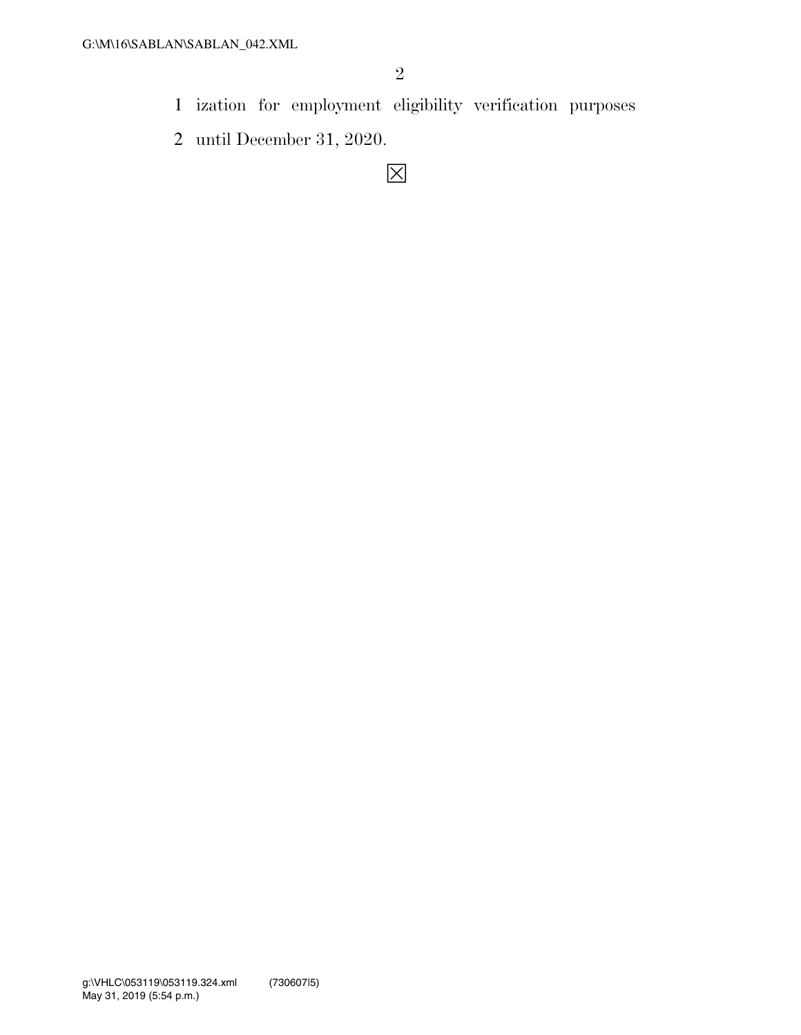ization for employment eligibility verification purposes until December 31, 2020.